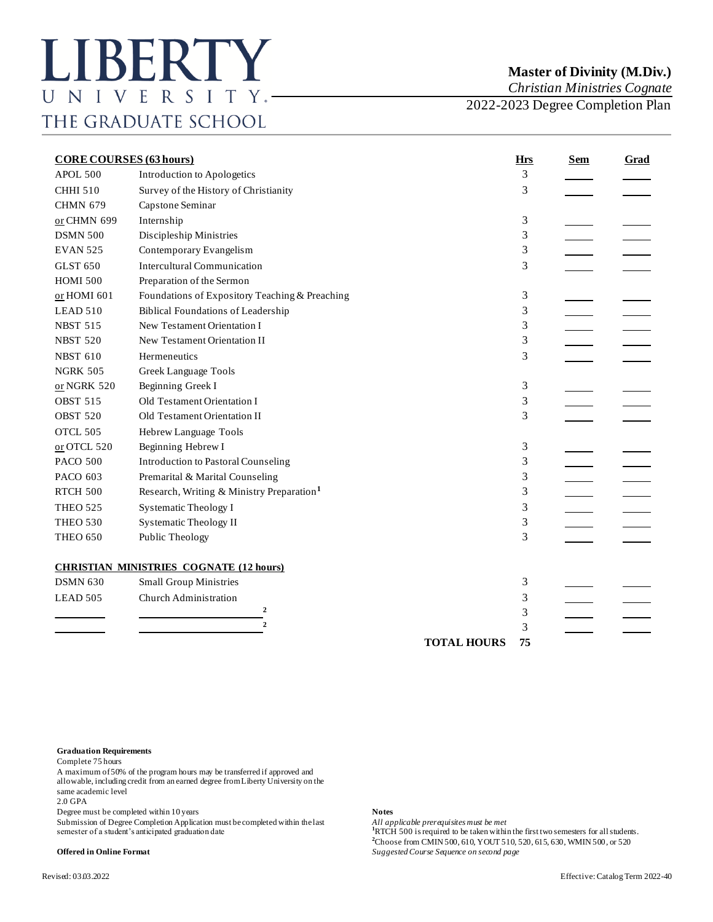# LIBERTY UNIVERSITY
# THE GRADUATE SCHOOL

## Master of Divinity (M.Div.)
*Christian Ministries Cognate*

2022-2023 Degree Completion Plan

| **CORE COURSES (63 hours)** | | **Hrs** | **Sem** | **Grad** |
|---|---|---|---|---|
| APOL 500 | Introduction to Apologetics | 3 | ____ | ____ |
| CHHI 510 | Survey of the History of Christianity | 3 | ____ | ____ |
| CHMN 679 | Capstone Seminar | | | |
| or CHMN 699 | Internship | 3 | ____ | ____ |
| DSMN 500 | Discipleship Ministries | 3 | ____ | ____ |
| EVAN 525 | Contemporary Evangelism | 3 | ____ | ____ |
| GLST 650 | Intercultural Communication | 3 | ____ | ____ |
| HOMI 500 | Preparation of the Sermon | | | |
| or HOMI 601 | Foundations of Expository Teaching & Preaching | 3 | ____ | ____ |
| LEAD 510 | Biblical Foundations of Leadership | 3 | ____ | ____ |
| NBST 515 | New Testament Orientation I | 3 | ____ | ____ |
| NBST 520 | New Testament Orientation II | 3 | ____ | ____ |
| NBST 610 | Hermeneutics | 3 | ____ | ____ |
| NGRK 505 | Greek Language Tools | | | |
| or NGRK 520 | Beginning Greek I | 3 | ____ | ____ |
| OBST 515 | Old Testament Orientation I | 3 | ____ | ____ |
| OBST 520 | Old Testament Orientation II | 3 | ____ | ____ |
| OTCL 505 | Hebrew Language Tools | | | |
| or OTCL 520 | Beginning Hebrew I | 3 | ____ | ____ |
| PACO 500 | Introduction to Pastoral Counseling | 3 | ____ | ____ |
| PACO 603 | Premarital & Marital Counseling | 3 | ____ | ____ |
| RTCH 500 | Research, Writing & Ministry Preparation[1] | 3 | ____ | ____ |
| THEO 525 | Systematic Theology I | 3 | ____ | ____ |
| THEO 530 | Systematic Theology II | 3 | ____ | ____ |
| THEO 650 | Public Theology | 3 | ____ | ____ |
| **CHRISTIAN MINISTRIES COGNATE (12 hours)** | | | | |
| DSMN 630 | Small Group Ministries | 3 | ____ | ____ |
| LEAD 505 | Church Administration | 3 | ____ | ____ |
| ________ | ____________________[2] | 3 | ____ | ____ |
| ________ | ____________________[2] | 3 | ____ | ____ |
| | **TOTAL HOURS** | **75** | | |

**Graduation Requirements**

Complete 75 hours

A maximum of 50% of the program hours may be transferred if approved and allowable, including credit from an earned degree from Liberty University on the same academic level

2.0 GPA

Degree must be completed within 10 years

Submission of Degree Completion Application must be completed within the last semester of a student's anticipated graduation date

**Offered in Online Format**

**Notes**

*All applicable prerequisites must be met*

[1]RTCH 500 is required to be taken within the first two semesters for all students.

[2]Choose from CMIN 500, 610, YOUT 510, 520, 615, 630, WMIN 500, or 520

*Suggested Course Sequence on second page*

Revised: 03.03.2022

Effective: Catalog Term 2022-40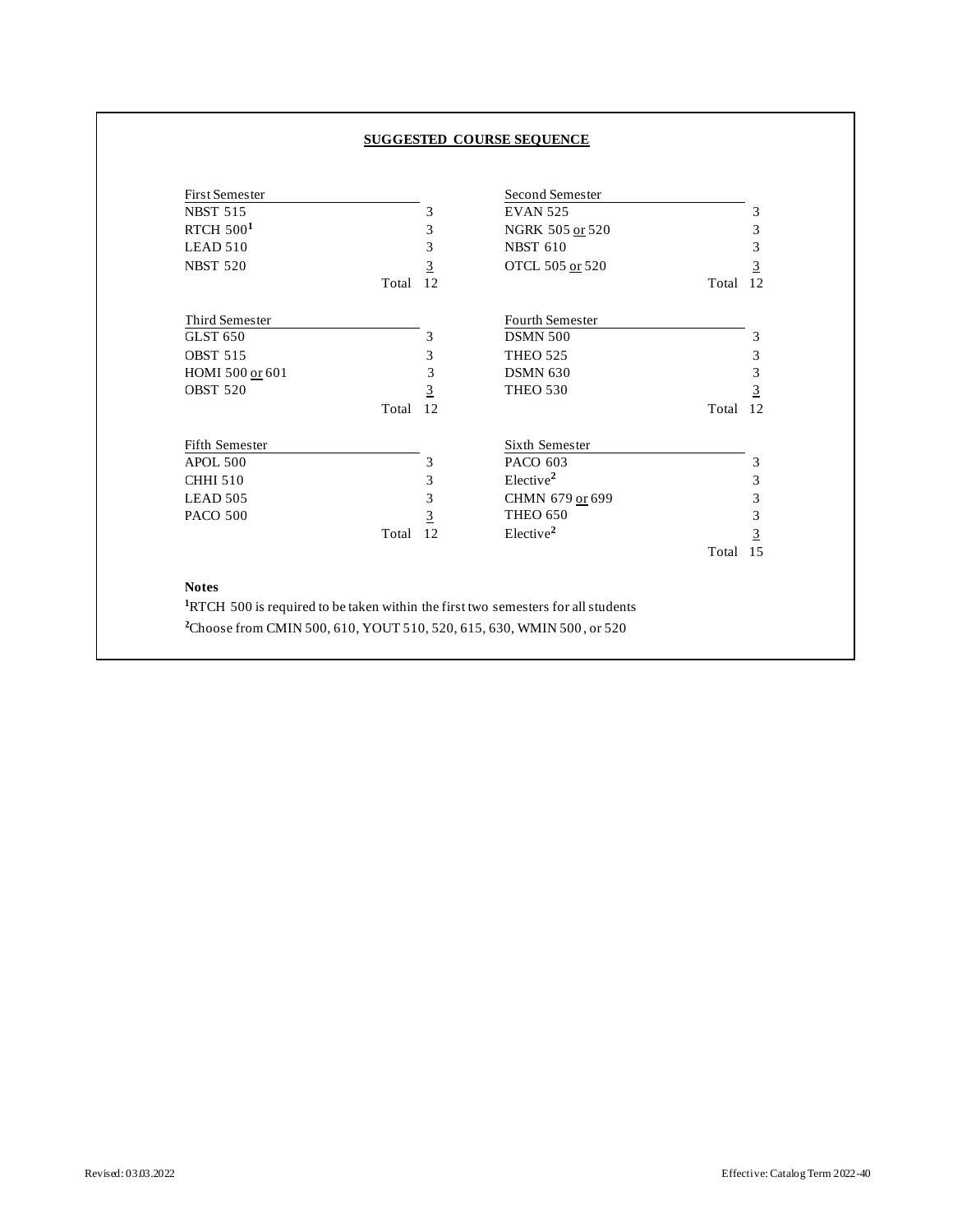## SUGGESTED COURSE SEQUENCE

| First Semester | | Second Semester | |
|---|---|---|---|
| NBST 515 | 3 | EVAN 525 | 3 |
| RTCH 500[1] | 3 | NGRK 505 or 520 | 3 |
| LEAD 510 | 3 | NBST 610 | 3 |
| NBST 520 | 3 | OTCL 505 or 520 | 3 |
| Total | 12 | Total | 12 |

| Third Semester | | Fourth Semester | |
|---|---|---|---|
| GLST 650 | 3 | DSMN 500 | 3 |
| OBST 515 | 3 | THEO 525 | 3 |
| HOMI 500 or 601 | 3 | DSMN 630 | 3 |
| OBST 520 | 3 | THEO 530 | 3 |
| Total | 12 | Total | 12 |

| Fifth Semester | | Sixth Semester | |
|---|---|---|---|
| APOL 500 | 3 | PACO 603 | 3 |
| CHHI 510 | 3 | Elective[2] | 3 |
| LEAD 505 | 3 | CHMN 679 or 699 | 3 |
| PACO 500 | 3 | THEO 650 | 3 |
| Total | 12 | Elective[2] | 3 |
| | | Total | 15 |

**Notes**

[1]RTCH 500 is required to be taken within the first two semesters for all students

[2]Choose from CMIN 500, 610, YOUT 510, 520, 615, 630, WMIN 500, or 520